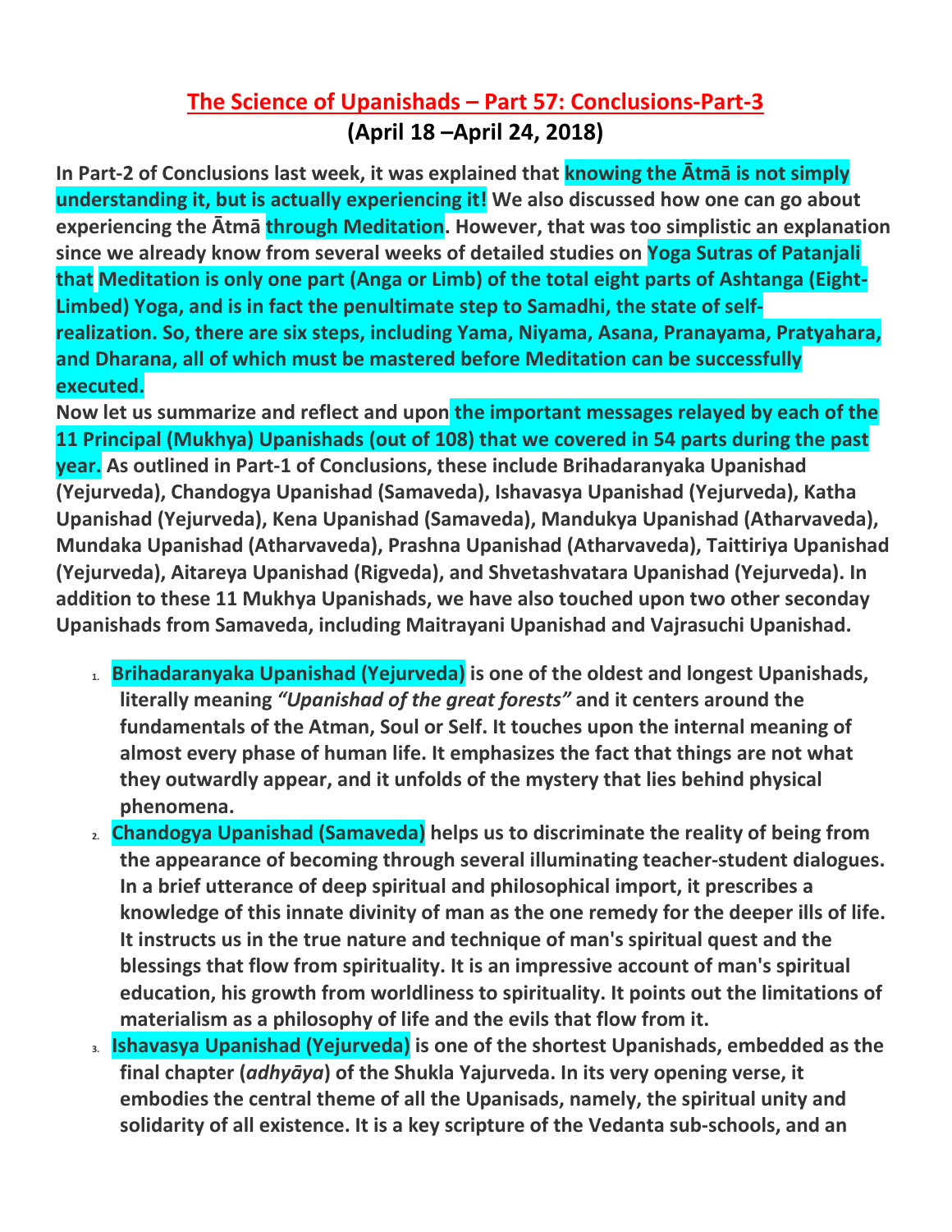# The Science of Upanishads – Part 57: Conclusions-Part-3

## (April 18 –April 24, 2018)

**In Part-2 of Conclusions last week, it was explained that knowing the Ātmā is not simply understanding it, but is actually experiencing it! We also discussed how one can go about experiencing the Ātmā through Meditation. However, that was too simplistic an explanation since we already know from several weeks of detailed studies on Yoga Sutras of Patanjali that Meditation is only one part (Anga or Limb) of the total eight parts of Ashtanga (Eight-Limbed) Yoga, and is in fact the penultimate step to Samadhi, the state of self-realization. So, there are six steps, including Yama, Niyama, Asana, Pranayama, Pratyahara, and Dharana, all of which must be mastered before Meditation can be successfully executed.**

**Now let us summarize and reflect and upon the important messages relayed by each of the 11 Principal (Mukhya) Upanishads (out of 108) that we covered in 54 parts during the past year. As outlined in Part-1 of Conclusions, these include Brihadaranyaka Upanishad (Yejurveda), Chandogya Upanishad (Samaveda), Ishavasya Upanishad (Yejurveda), Katha Upanishad (Yejurveda), Kena Upanishad (Samaveda), Mandukya Upanishad (Atharvaveda), Mundaka Upanishad (Atharvaveda), Prashna Upanishad (Atharvaveda), Taittiriya Upanishad (Yejurveda), Aitareya Upanishad (Rigveda), and Shvetashvatara Upanishad (Yejurveda). In addition to these 11 Mukhya Upanishads, we have also touched upon two other seconday Upanishads from Samaveda, including Maitrayani Upanishad and Vajrasuchi Upanishad.**

1. **Brihadaranyaka Upanishad (Yejurveda) is one of the oldest and longest Upanishads, literally meaning *"Upanishad of the great forests"* and it centers around the fundamentals of the Atman, Soul or Self. It touches upon the internal meaning of almost every phase of human life. It emphasizes the fact that things are not what they outwardly appear, and it unfolds of the mystery that lies behind physical phenomena.**
2. **Chandogya Upanishad (Samaveda) helps us to discriminate the reality of being from the appearance of becoming through several illuminating teacher-student dialogues. In a brief utterance of deep spiritual and philosophical import, it prescribes a knowledge of this innate divinity of man as the one remedy for the deeper ills of life. It instructs us in the true nature and technique of man's spiritual quest and the blessings that flow from spirituality. It is an impressive account of man's spiritual education, his growth from worldliness to spirituality. It points out the limitations of materialism as a philosophy of life and the evils that flow from it.**
3. **Ishavasya Upanishad (Yejurveda) is one of the shortest Upanishads, embedded as the final chapter (*adhyāya*) of the Shukla Yajurveda. In its very opening verse, it embodies the central theme of all the Upanisads, namely, the spiritual unity and solidarity of all existence. It is a key scripture of the Vedanta sub-schools, and an**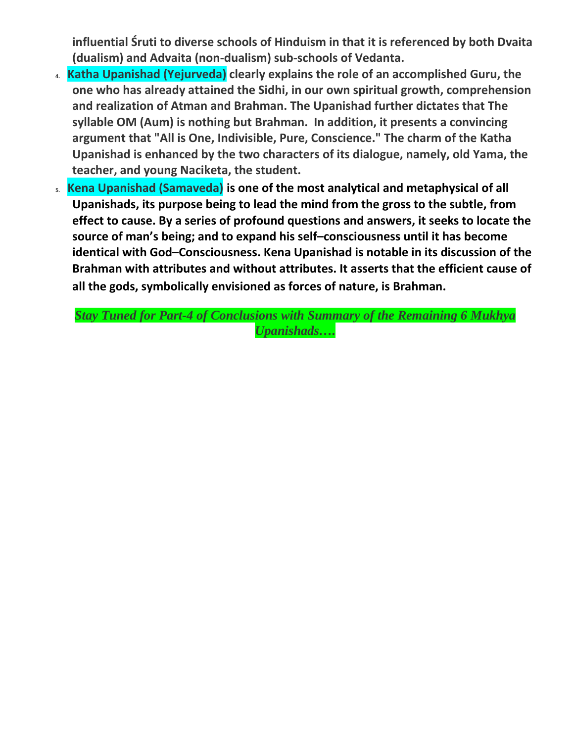influential Śruti to diverse schools of Hinduism in that it is referenced by both Dvaita (dualism) and Advaita (non-dualism) sub-schools of Vedanta.

4. **Katha Upanishad (Yejurveda)** clearly explains the role of an accomplished Guru, the one who has already attained the Sidhi, in our own spiritual growth, comprehension and realization of Atman and Brahman. The Upanishad further dictates that The syllable OM (Aum) is nothing but Brahman. In addition, it presents a convincing argument that "All is One, Indivisible, Pure, Conscience." The charm of the Katha Upanishad is enhanced by the two characters of its dialogue, namely, old Yama, the teacher, and young Naciketa, the student.
5. **Kena Upanishad (Samaveda)** is one of the most analytical and metaphysical of all Upanishads, its purpose being to lead the mind from the gross to the subtle, from effect to cause. By a series of profound questions and answers, it seeks to locate the source of man's being; and to expand his self–consciousness until it has become identical with God–Consciousness. Kena Upanishad is notable in its discussion of the Brahman with attributes and without attributes. It asserts that the efficient cause of all the gods, symbolically envisioned as forces of nature, is Brahman.

***Stay Tuned for Part-4 of Conclusions with Summary of the Remaining 6 Mukhya Upanishads….***